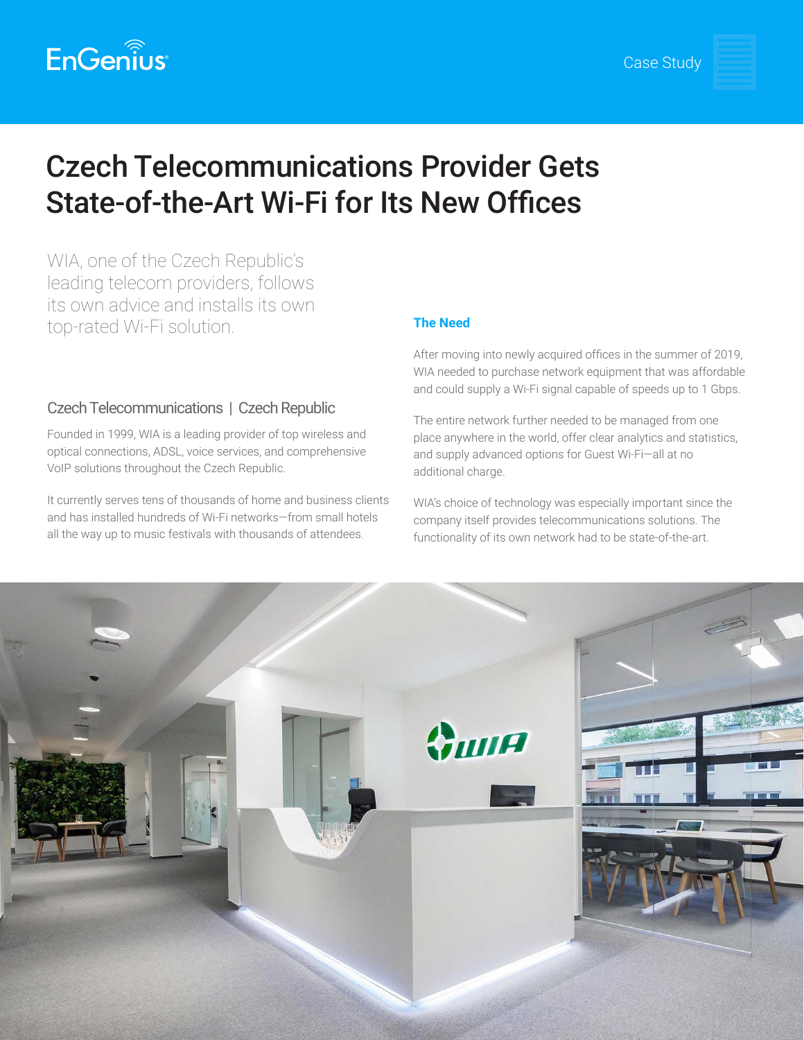# Czech Telecommunications Provider Gets State-of-the-Art Wi-Fi for Its New Offices

WIA, one of the Czech Republic's leading telecom providers, follows its own advice and installs its own top-rated Wi-Fi solution.

## Czech Telecommunications | Czech Republic

Founded in 1999, WIA is a leading provider of top wireless and optical connections, ADSL, voice services, and comprehensive VoIP solutions throughout the Czech Republic.

It currently serves tens of thousands of home and business clients and has installed hundreds of Wi-Fi networks—from small hotels all the way up to music festivals with thousands of attendees.

### The Need

After moving into newly acquired offices in the summer of 2019, WIA needed to purchase network equipment that was affordable and could supply a Wi-Fi signal capable of speeds up to 1 Gbps.

The entire network further needed to be managed from one place anywhere in the world, offer clear analytics and statistics, and supply advanced options for Guest Wi-Fi—all at no additional charge.

WIA's choice of technology was especially important since the company itself provides telecommunications solutions. The functionality of its own network had to be state-of-the-art.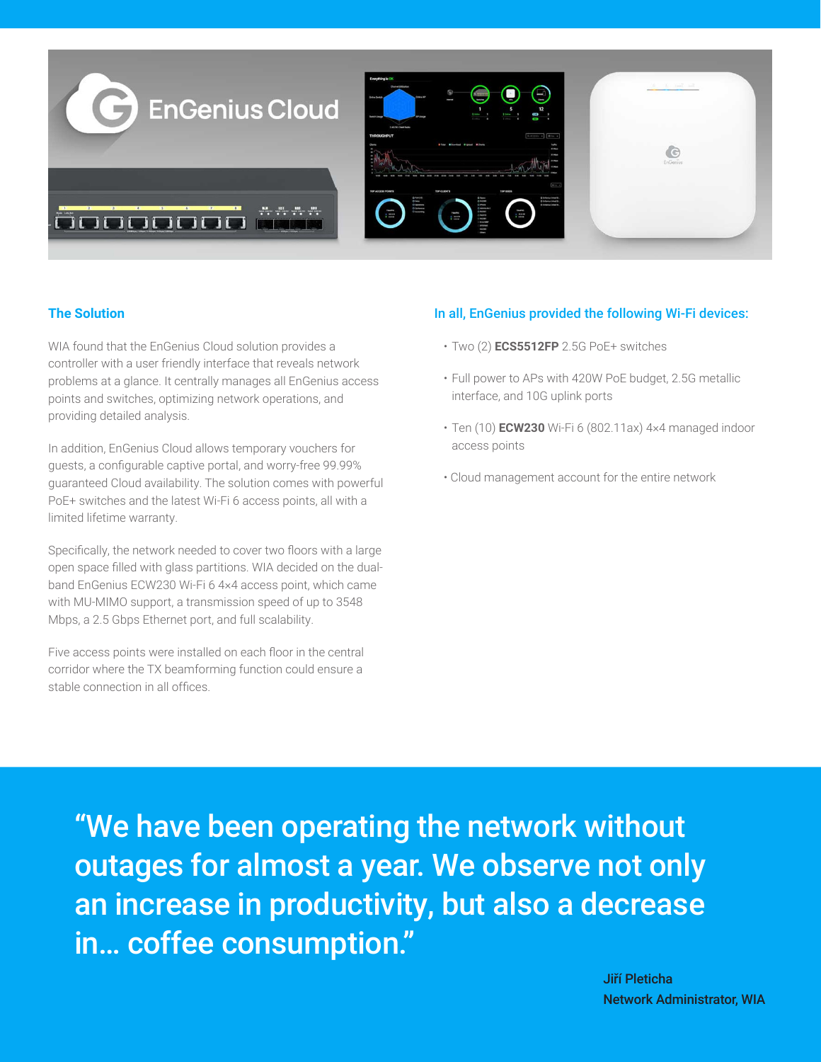## The Solution

WIA found that the EnGenius Cloud solution provides a controller with a user friendly interface that reveals network problems at a glance. It centrally manages all EnGenius access points and switches, optimizing network operations, and providing detailed analysis.

In addition, EnGenius Cloud allows temporary vouchers for guests, a configurable captive portal, and worry-free 99.99% guaranteed Cloud availability. The solution comes with powerful PoE+ switches and the latest Wi-Fi 6 access points, all with a limited lifetime warranty.

Specifically, the network needed to cover two floors with a large open space filled with glass partitions. WIA decided on the dual-band EnGenius ECW230 Wi-Fi 6 4×4 access point, which came with MU-MIMO support, a transmission speed of up to 3548 Mbps, a 2.5 Gbps Ethernet port, and full scalability.

Five access points were installed on each floor in the central corridor where the TX beamforming function could ensure a stable connection in all offices.

## In all, EnGenius provided the following Wi-Fi devices:

- Two (2) **ECS5512FP** 2.5G PoE+ switches
- Full power to APs with 420W PoE budget, 2.5G metallic interface, and 10G uplink ports
- Ten (10) **ECW230** Wi-Fi 6 (802.11ax) 4×4 managed indoor access points
- Cloud management account for the entire network

> "We have been operating the network without outages for almost a year. We observe not only an increase in productivity, but also a decrease in… coffee consumption."

Jiří Pleticha
Network Administrator, WIA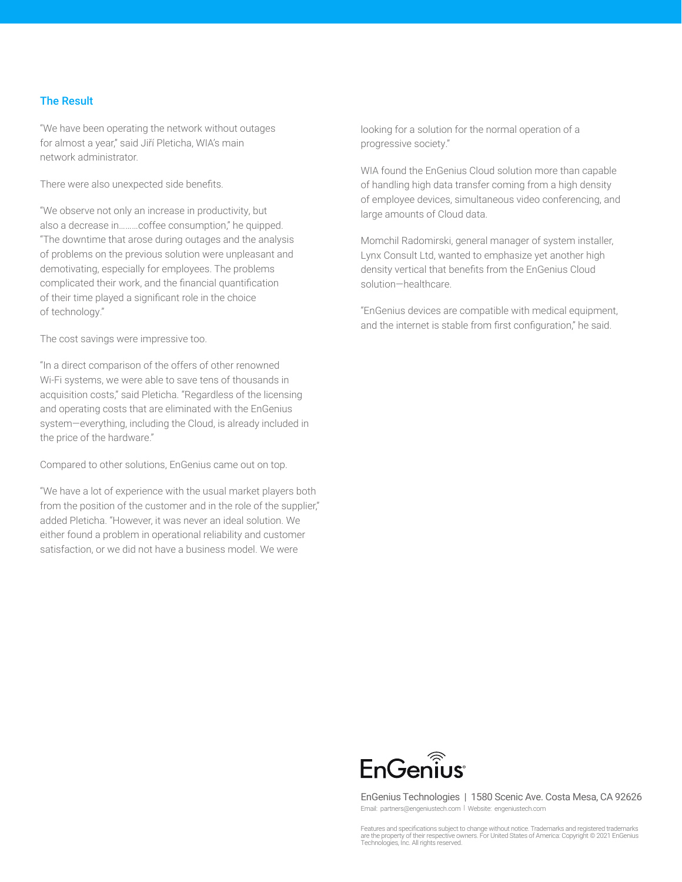## The Result

“We have been operating the network without outages for almost a year,” said Jiří Pleticha, WIA’s main network administrator.

There were also unexpected side benefits.

“We observe not only an increase in productivity, but also a decrease in………coffee consumption,” he quipped. “The downtime that arose during outages and the analysis of problems on the previous solution were unpleasant and demotivating, especially for employees. The problems complicated their work, and the financial quantification of their time played a significant role in the choice of technology.”

The cost savings were impressive too.

“In a direct comparison of the offers of other renowned Wi-Fi systems, we were able to save tens of thousands in acquisition costs,” said Pleticha. “Regardless of the licensing and operating costs that are eliminated with the EnGenius system—everything, including the Cloud, is already included in the price of the hardware.”

Compared to other solutions, EnGenius came out on top.

“We have a lot of experience with the usual market players both from the position of the customer and in the role of the supplier,” added Pleticha. “However, it was never an ideal solution. We either found a problem in operational reliability and customer satisfaction, or we did not have a business model. We were looking for a solution for the normal operation of a progressive society.”

WIA found the EnGenius Cloud solution more than capable of handling high data transfer coming from a high density of employee devices, simultaneous video conferencing, and large amounts of Cloud data.

Momchil Radomirski, general manager of system installer, Lynx Consult Ltd, wanted to emphasize yet another high density vertical that benefits from the EnGenius Cloud solution—healthcare.

“EnGenius devices are compatible with medical equipment, and the internet is stable from first configuration,” he said.

EnGenius

EnGenius Technologies | 1580 Scenic Ave. Costa Mesa, CA 92626

Email: partners@engeniustech.com | Website: engeniustech.com

Features and specifications subject to change without notice. Trademarks and registered trademarks are the property of their respective owners. For United States of America: Copyright © 2021 EnGenius Technologies, Inc. All rights reserved.